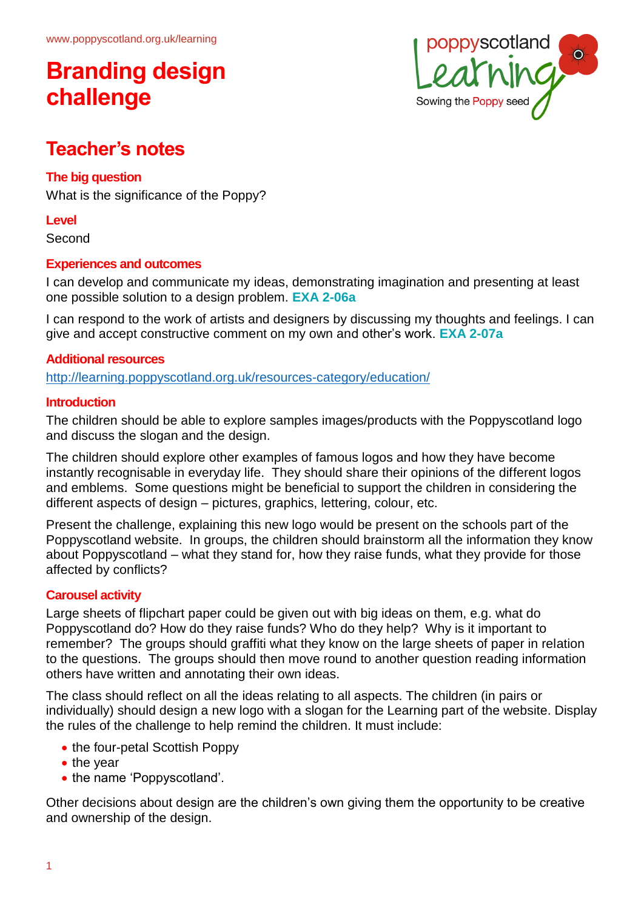www.poppyscotland.org.uk/learning

# Branding design challenge

## Teacher's notes

### The big question

What is the significance of the Poppy?

### Level

Second

### Experiences and outcomes

I can develop and communicate my ideas, demonstrating imagination and presenting at least one possible solution to a design problem. **EXA 2-06a**

I can respond to the work of artists and designers by discussing my thoughts and feelings. I can give and accept constructive comment on my own and other's work. **EXA 2-07a**

### Additional resources

http://learning.poppyscotland.org.uk/resources-category/education/

### Introduction

The children should be able to explore samples images/products with the Poppyscotland logo and discuss the slogan and the design.

The children should explore other examples of famous logos and how they have become instantly recognisable in everyday life. They should share their opinions of the different logos and emblems. Some questions might be beneficial to support the children in considering the different aspects of design – pictures, graphics, lettering, colour, etc.

Present the challenge, explaining this new logo would be present on the schools part of the Poppyscotland website. In groups, the children should brainstorm all the information they know about Poppyscotland – what they stand for, how they raise funds, what they provide for those affected by conflicts?

### Carousel activity

Large sheets of flipchart paper could be given out with big ideas on them, e.g. what do Poppyscotland do? How do they raise funds? Who do they help? Why is it important to remember? The groups should graffiti what they know on the large sheets of paper in relation to the questions. The groups should then move round to another question reading information others have written and annotating their own ideas.

The class should reflect on all the ideas relating to all aspects. The children (in pairs or individually) should design a new logo with a slogan for the Learning part of the website. Display the rules of the challenge to help remind the children. It must include:

- the four-petal Scottish Poppy
- the year
- the name 'Poppyscotland'.

Other decisions about design are the children's own giving them the opportunity to be creative and ownership of the design.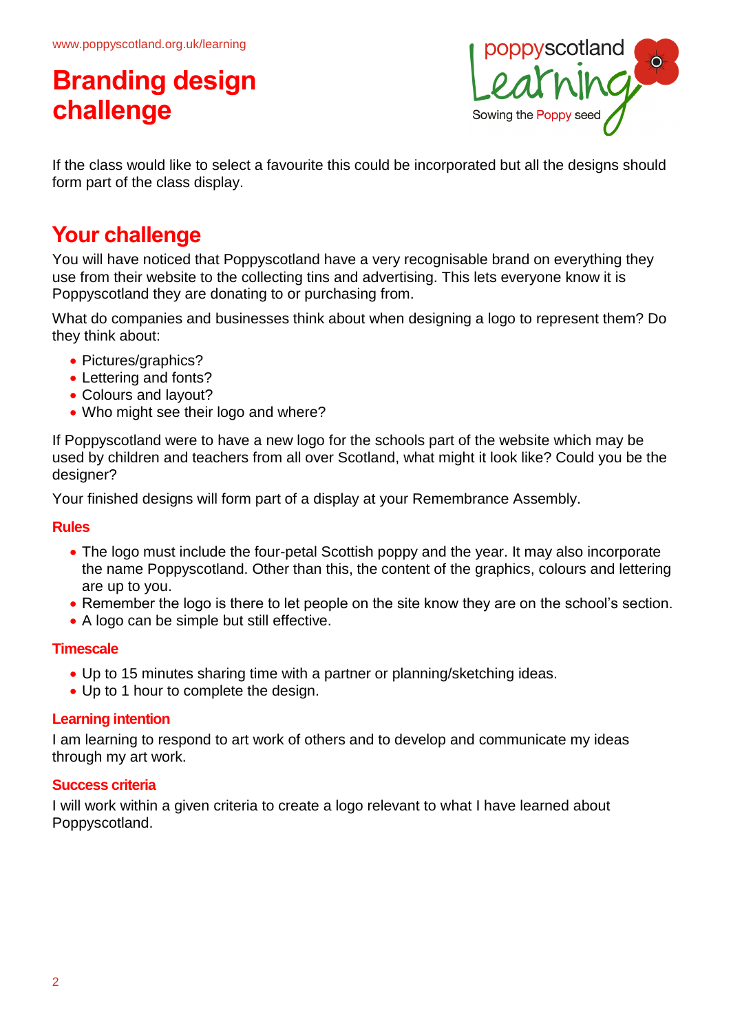# Branding design challenge

If the class would like to select a favourite this could be incorporated but all the designs should form part of the class display.

## Your challenge

You will have noticed that Poppyscotland have a very recognisable brand on everything they use from their website to the collecting tins and advertising. This lets everyone know it is Poppyscotland they are donating to or purchasing from.

What do companies and businesses think about when designing a logo to represent them? Do they think about:

- Pictures/graphics?
- Lettering and fonts?
- Colours and layout?
- Who might see their logo and where?

If Poppyscotland were to have a new logo for the schools part of the website which may be used by children and teachers from all over Scotland, what might it look like? Could you be the designer?

Your finished designs will form part of a display at your Remembrance Assembly.

### Rules

- The logo must include the four-petal Scottish poppy and the year. It may also incorporate the name Poppyscotland. Other than this, the content of the graphics, colours and lettering are up to you.
- Remember the logo is there to let people on the site know they are on the school's section.
- A logo can be simple but still effective.

### Timescale

- Up to 15 minutes sharing time with a partner or planning/sketching ideas.
- Up to 1 hour to complete the design.

### Learning intention

I am learning to respond to art work of others and to develop and communicate my ideas through my art work.

### Success criteria

I will work within a given criteria to create a logo relevant to what I have learned about Poppyscotland.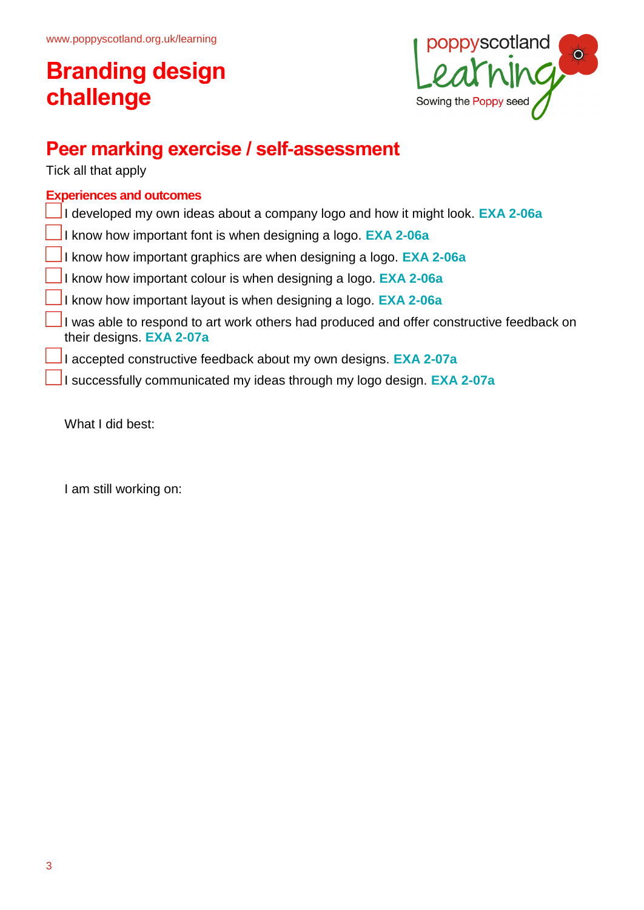www.poppyscotland.org.uk/learning

# Branding design challenge

## Peer marking exercise / self-assessment

Tick all that apply

**Experiences and outcomes**

- ☐ I developed my own ideas about a company logo and how it might look. **EXA 2-06a**
- ☐ I know how important font is when designing a logo. **EXA 2-06a**
- ☐ I know how important graphics are when designing a logo. **EXA 2-06a**
- ☐ I know how important colour is when designing a logo. **EXA 2-06a**
- ☐ I know how important layout is when designing a logo. **EXA 2-06a**
- ☐ I was able to respond to art work others had produced and offer constructive feedback on their designs. **EXA 2-07a**
- ☐ I accepted constructive feedback about my own designs. **EXA 2-07a**
- ☐ I successfully communicated my ideas through my logo design. **EXA 2-07a**

What I did best:

I am still working on: